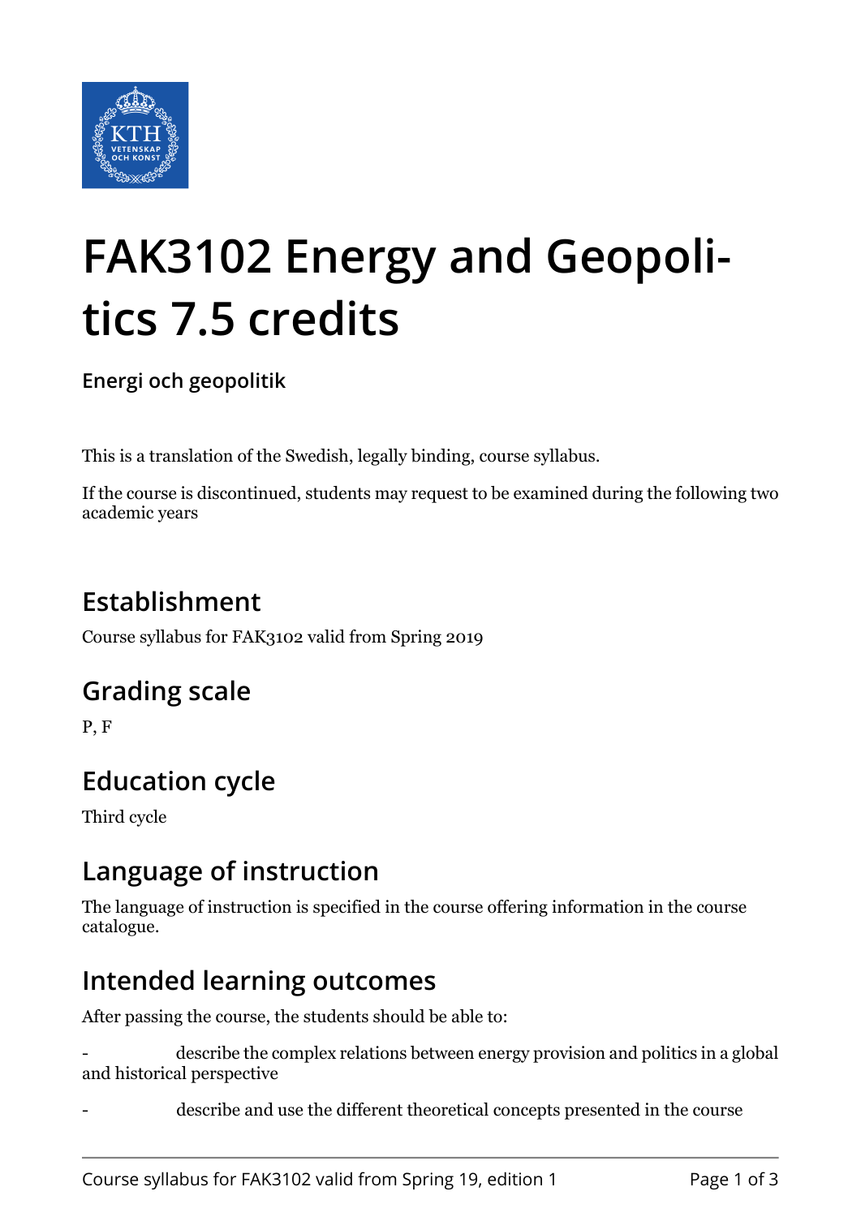# FAK3102 Energy and Geopolitics 7.5 credits

**Energi och geopolitik**

This is a translation of the Swedish, legally binding, course syllabus.

If the course is discontinued, students may request to be examined during the following two academic years

## Establishment

Course syllabus for FAK3102 valid from Spring 2019

## Grading scale

P, F

## Education cycle

Third cycle

## Language of instruction

The language of instruction is specified in the course offering information in the course catalogue.

## Intended learning outcomes

After passing the course, the students should be able to:

- describe the complex relations between energy provision and politics in a global and historical perspective
- describe and use the different theoretical concepts presented in the course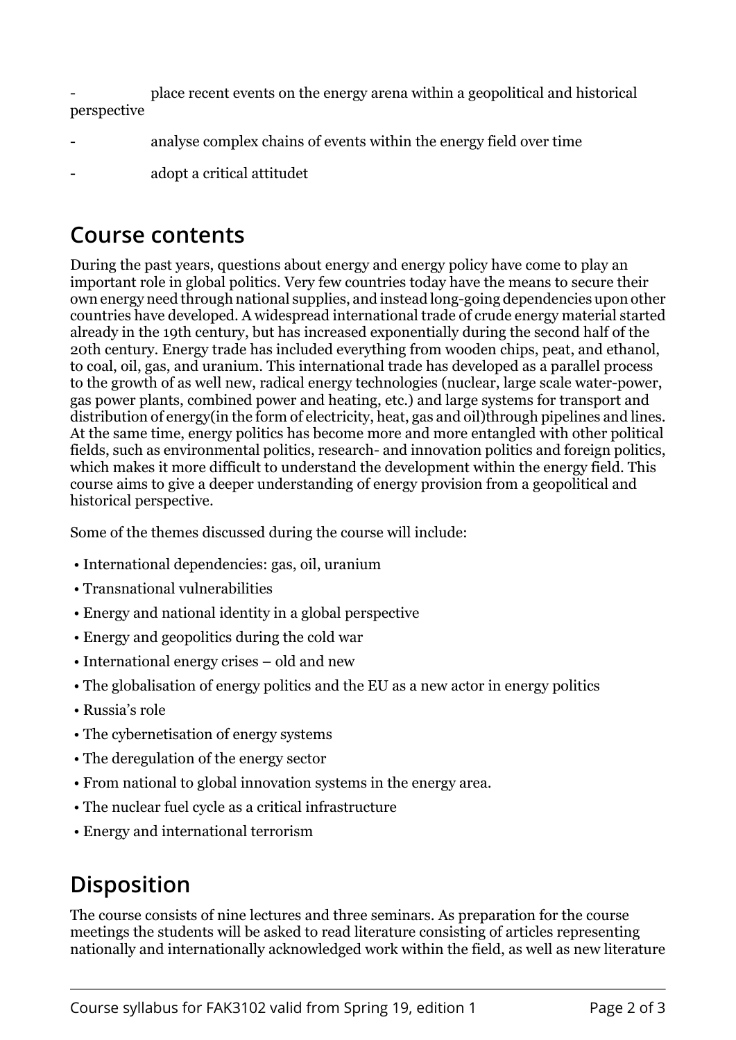- place recent events on the energy arena within a geopolitical and historical perspective

- analyse complex chains of events within the energy field over time

- adopt a critical attitudet

## Course contents

During the past years, questions about energy and energy policy have come to play an important role in global politics. Very few countries today have the means to secure their own energy need through national supplies, and instead long-going dependencies upon other countries have developed. A widespread international trade of crude energy material started already in the 19th century, but has increased exponentially during the second half of the 20th century. Energy trade has included everything from wooden chips, peat, and ethanol, to coal, oil, gas, and uranium. This international trade has developed as a parallel process to the growth of as well new, radical energy technologies (nuclear, large scale water-power, gas power plants, combined power and heating, etc.) and large systems for transport and distribution of energy(in the form of electricity, heat, gas and oil)through pipelines and lines. At the same time, energy politics has become more and more entangled with other political fields, such as environmental politics, research- and innovation politics and foreign politics, which makes it more difficult to understand the development within the energy field. This course aims to give a deeper understanding of energy provision from a geopolitical and historical perspective.

Some of the themes discussed during the course will include:

- International dependencies: gas, oil, uranium
- Transnational vulnerabilities
- Energy and national identity in a global perspective
- Energy and geopolitics during the cold war
- International energy crises – old and new
- The globalisation of energy politics and the EU as a new actor in energy politics
- Russia's role
- The cybernetisation of energy systems
- The deregulation of the energy sector
- From national to global innovation systems in the energy area.
- The nuclear fuel cycle as a critical infrastructure
- Energy and international terrorism

## Disposition

The course consists of nine lectures and three seminars. As preparation for the course meetings the students will be asked to read literature consisting of articles representing nationally and internationally acknowledged work within the field, as well as new literature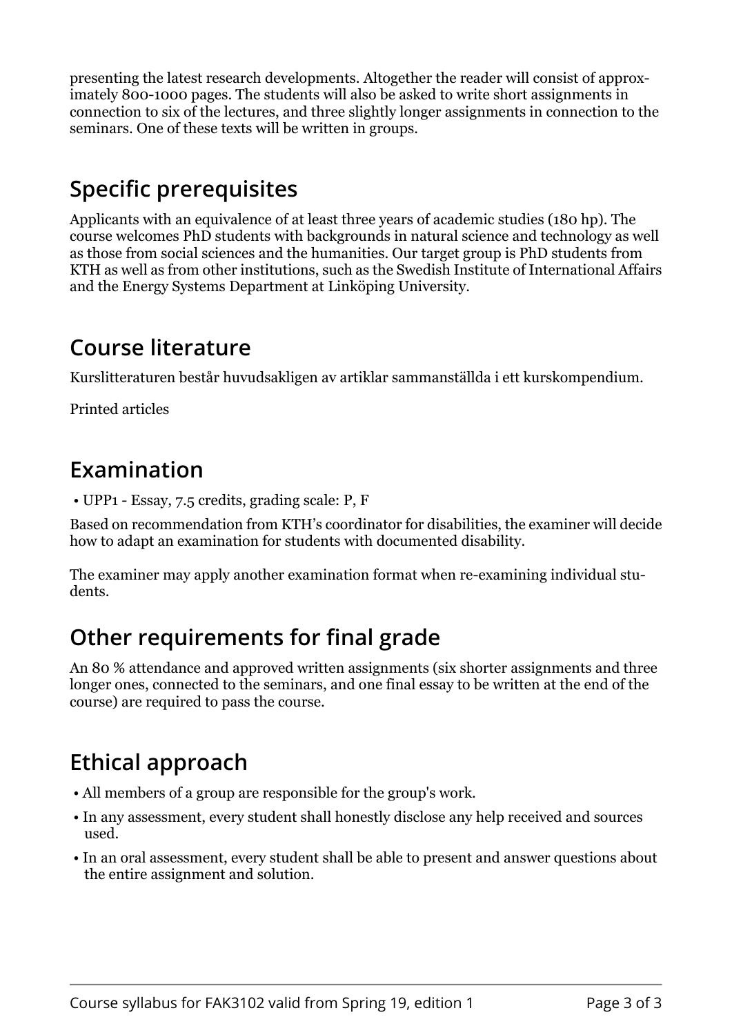presenting the latest research developments. Altogether the reader will consist of approximately 800-1000 pages. The students will also be asked to write short assignments in connection to six of the lectures, and three slightly longer assignments in connection to the seminars. One of these texts will be written in groups.

## Specific prerequisites

Applicants with an equivalence of at least three years of academic studies (180 hp). The course welcomes PhD students with backgrounds in natural science and technology as well as those from social sciences and the humanities. Our target group is PhD students from KTH as well as from other institutions, such as the Swedish Institute of International Affairs and the Energy Systems Department at Linköping University.

## Course literature

Kurslitteraturen består huvudsakligen av artiklar sammanställda i ett kurskompendium.

Printed articles

## Examination

- UPP1 - Essay, 7.5 credits, grading scale: P, F

Based on recommendation from KTH's coordinator for disabilities, the examiner will decide how to adapt an examination for students with documented disability.

The examiner may apply another examination format when re-examining individual students.

## Other requirements for final grade

An 80 % attendance and approved written assignments (six shorter assignments and three longer ones, connected to the seminars, and one final essay to be written at the end of the course) are required to pass the course.

## Ethical approach

- All members of a group are responsible for the group's work.
- In any assessment, every student shall honestly disclose any help received and sources used.
- In an oral assessment, every student shall be able to present and answer questions about the entire assignment and solution.